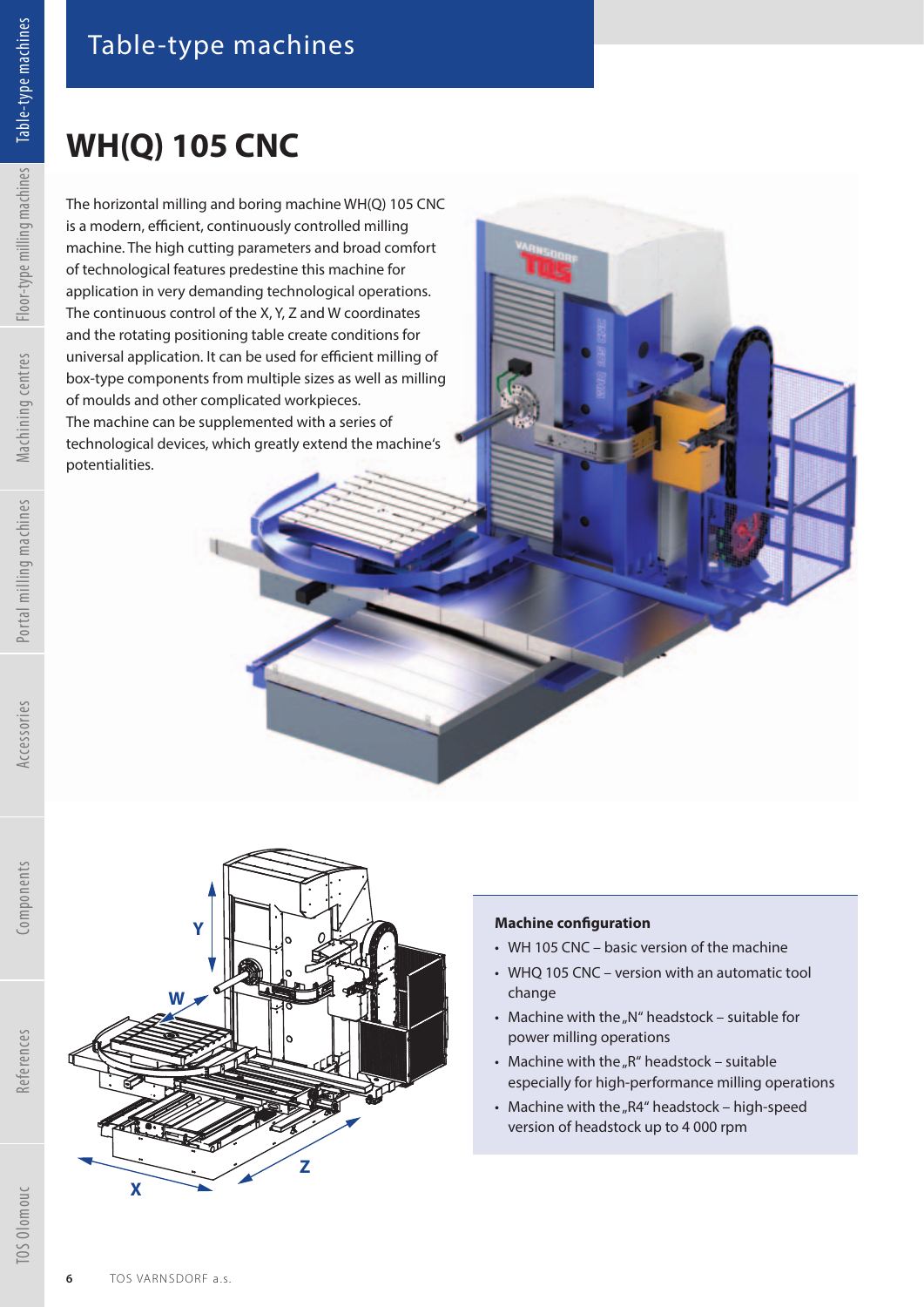# Table-type machines

## WH(Q) 105 CNC

The horizontal milling and boring machine WH(Q) 105 CNC is a modern, efficient, continuously controlled milling machine. The high cutting parameters and broad comfort of technological features predestine this machine for application in very demanding technological operations. The continuous control of the X, Y, Z and W coordinates and the rotating positioning table create conditions for universal application. It can be used for efficient milling of box-type components from multiple sizes as well as milling of moulds and other complicated workpieces.
The machine can be supplemented with a series of technological devices, which greatly extend the machine's potentialities.

### Machine configuration

- WH 105 CNC – basic version of the machine
- WHQ 105 CNC – version with an automatic tool change
- Machine with the „N" headstock – suitable for power milling operations
- Machine with the „R" headstock – suitable especially for high-performance milling operations
- Machine with the „R4" headstock – high-speed version of headstock up to 4 000 rpm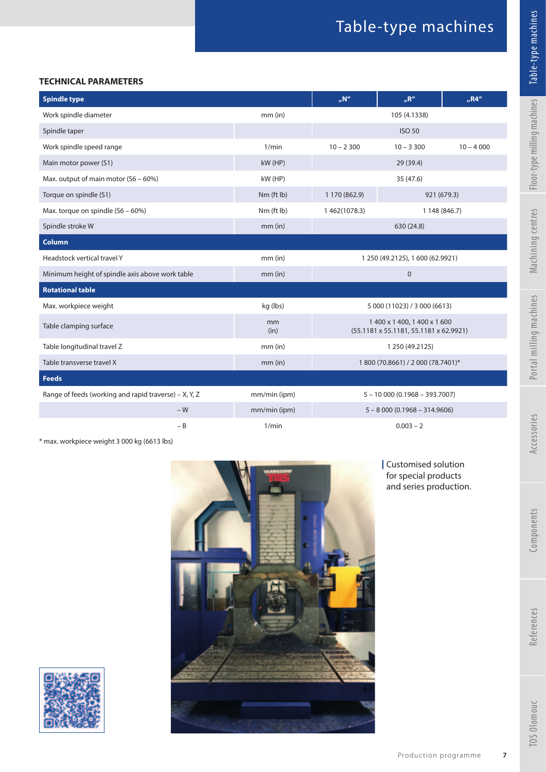# Table-type machines

## TECHNICAL PARAMETERS

| Spindle type | | „N“ | „R“ | „R4“ |
|---|---|---|---|---|
| Work spindle diameter | mm (in) | 105 (4.1338) | | |
| Spindle taper | | ISO 50 | | |
| Work spindle speed range | 1/min | 10 – 2 300 | 10 – 3 300 | 10 – 4 000 |
| Main motor power (S1) | kW (HP) | 29 (39.4) | | |
| Max. output of main motor (S6 – 60%) | kW (HP) | 35 (47.6) | | |
| Torque on spindle (S1) | Nm (ft lb) | 1 170 (862.9) | 921 (679.3) | |
| Max. torque on spindle (S6 – 60%) | Nm (ft lb) | 1 462(1078.3) | 1 148 (846.7) | |
| Spindle stroke W | mm (in) | 630 (24.8) | | |
| **Column** | | | | |
| Headstock vertical travel Y | mm (in) | 1 250 (49.2125), 1 600 (62.9921) | | |
| Minimum height of spindle axis above work table | mm (in) | 0 | | |
| **Rotational table** | | | | |
| Max. workpiece weight | kg (lbs) | 5 000 (11023) / 3 000 (6613) | | |
| Table clamping surface | mm (in) | 1 400 x 1 400, 1 400 x 1 600 (55.1181 x 55.1181, 55.1181 x 62.9921) | | |
| Table longitudinal travel Z | mm (in) | 1 250 (49.2125) | | |
| Table transverse travel X | mm (in) | 1 800 (70.8661) / 2 000 (78.7401)* | | |
| **Feeds** | | | | |
| Range of feeds (working and rapid traverse) – X, Y, Z | mm/min (ipm) | 5 – 10 000 (0.1968 – 393.7007) | | |
| – W | mm/min (ipm) | 5 – 8 000 (0.1968 – 314.9606) | | |
| – B | 1/min | 0.003 – 2 | | |

\* max. workpiece weight 3 000 kg (6613 lbs)

Customised solution for special products and series production.